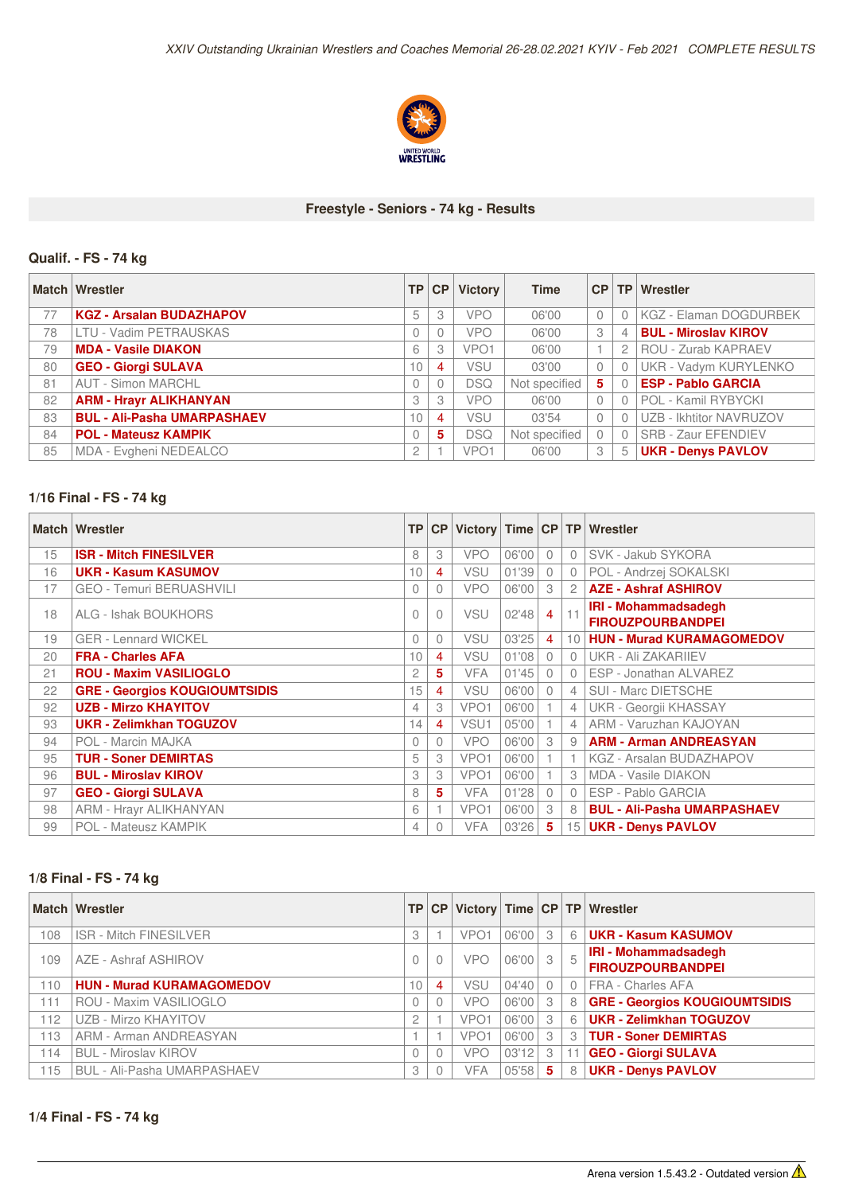# Freestyle - Seniors - 74 kg - Results

## Qualif. - FS - 74 kg

| Match | Wrestler | TP | CP | Victory | Time | CP | TP | Wrestler |
|---|---|---|---|---|---|---|---|---|
| 77 | **KGZ - Arsalan BUDAZHAPOV** | 5 | 3 | VPO | 06'00 | 0 | 0 | KGZ - Elaman DOGDURBEK |
| 78 | LTU - Vadim PETRAUSKAS | 0 | 0 | VPO | 06'00 | 3 | 4 | **BUL - Miroslav KIROV** |
| 79 | **MDA - Vasile DIAKON** | 6 | 3 | VPO1 | 06'00 | 1 | 2 | ROU - Zurab KAPRAEV |
| 80 | **GEO - Giorgi SULAVA** | 10 | 4 | VSU | 03'00 | 0 | 0 | UKR - Vadym KURYLENKO |
| 81 | AUT - Simon MARCHL | 0 | 0 | DSQ | Not specified | 5 | 0 | **ESP - Pablo GARCIA** |
| 82 | **ARM - Hrayr ALIKHANYAN** | 3 | 3 | VPO | 06'00 | 0 | 0 | POL - Kamil RYBYCKI |
| 83 | **BUL - Ali-Pasha UMARPASHAEV** | 10 | 4 | VSU | 03'54 | 0 | 0 | UZB - Ikhtitor NAVRUZOV |
| 84 | **POL - Mateusz KAMPIK** | 0 | 5 | DSQ | Not specified | 0 | 0 | SRB - Zaur EFENDIEV |
| 85 | MDA - Evgheni NEDEALCO | 2 | 1 | VPO1 | 06'00 | 3 | 5 | **UKR - Denys PAVLOV** |

## 1/16 Final - FS - 74 kg

| Match | Wrestler | TP | CP | Victory | Time | CP | TP | Wrestler |
|---|---|---|---|---|---|---|---|---|
| 15 | **ISR - Mitch FINESILVER** | 8 | 3 | VPO | 06'00 | 0 | 0 | SVK - Jakub SYKORA |
| 16 | **UKR - Kasum KASUMOV** | 10 | 4 | VSU | 01'39 | 0 | 0 | POL - Andrzej SOKALSKI |
| 17 | GEO - Temuri BERUASHVILI | 0 | 0 | VPO | 06'00 | 3 | 2 | **AZE - Ashraf ASHIROV** |
| 18 | ALG - Ishak BOUKHORS | 0 | 0 | VSU | 02'48 | 4 | 11 | **IRI - Mohammadsadegh FIROUZPOURBANDPEI** |
| 19 | GER - Lennard WICKEL | 0 | 0 | VSU | 03'25 | 4 | 10 | **HUN - Murad KURAMAGOMEDOV** |
| 20 | **FRA - Charles AFA** | 10 | 4 | VSU | 01'08 | 0 | 0 | UKR - Ali ZAKARIIEV |
| 21 | **ROU - Maxim VASILIOGLO** | 2 | 5 | VFA | 01'45 | 0 | 0 | ESP - Jonathan ALVAREZ |
| 22 | **GRE - Georgios KOUGIOUMTSIDIS** | 15 | 4 | VSU | 06'00 | 0 | 4 | SUI - Marc DIETSCHE |
| 92 | **UZB - Mirzo KHAYITOV** | 4 | 3 | VPO1 | 06'00 | 1 | 4 | UKR - Georgii KHASSAY |
| 93 | **UKR - Zelimkhan TOGUZOV** | 14 | 4 | VSU1 | 05'00 | 1 | 4 | ARM - Varuzhan KAJOYAN |
| 94 | POL - Marcin MAJKA | 0 | 0 | VPO | 06'00 | 3 | 9 | **ARM - Arman ANDREASYAN** |
| 95 | **TUR - Soner DEMIRTAS** | 5 | 3 | VPO1 | 06'00 | 1 | 1 | KGZ - Arsalan BUDAZHAPOV |
| 96 | **BUL - Miroslav KIROV** | 3 | 3 | VPO1 | 06'00 | 1 | 3 | MDA - Vasile DIAKON |
| 97 | **GEO - Giorgi SULAVA** | 8 | 5 | VFA | 01'28 | 0 | 0 | ESP - Pablo GARCIA |
| 98 | ARM - Hrayr ALIKHANYAN | 6 | 1 | VPO1 | 06'00 | 3 | 8 | **BUL - Ali-Pasha UMARPASHAEV** |
| 99 | POL - Mateusz KAMPIK | 4 | 0 | VFA | 03'26 | 5 | 15 | **UKR - Denys PAVLOV** |

## 1/8 Final - FS - 74 kg

| Match | Wrestler | TP | CP | Victory | Time | CP | TP | Wrestler |
|---|---|---|---|---|---|---|---|---|
| 108 | ISR - Mitch FINESILVER | 3 | 1 | VPO1 | 06'00 | 3 | 6 | **UKR - Kasum KASUMOV** |
| 109 | AZE - Ashraf ASHIROV | 0 | 0 | VPO | 06'00 | 3 | 5 | **IRI - Mohammadsadegh FIROUZPOURBANDPEI** |
| 110 | **HUN - Murad KURAMAGOMEDOV** | 10 | 4 | VSU | 04'40 | 0 | 0 | FRA - Charles AFA |
| 111 | ROU - Maxim VASILIOGLO | 0 | 0 | VPO | 06'00 | 3 | 8 | **GRE - Georgios KOUGIOUMTSIDIS** |
| 112 | UZB - Mirzo KHAYITOV | 2 | 1 | VPO1 | 06'00 | 3 | 6 | **UKR - Zelimkhan TOGUZOV** |
| 113 | ARM - Arman ANDREASYAN | 1 | 1 | VPO1 | 06'00 | 3 | 3 | **TUR - Soner DEMIRTAS** |
| 114 | BUL - Miroslav KIROV | 0 | 0 | VPO | 03'12 | 3 | 11 | **GEO - Giorgi SULAVA** |
| 115 | BUL - Ali-Pasha UMARPASHAEV | 3 | 0 | VFA | 05'58 | 5 | 8 | **UKR - Denys PAVLOV** |

## 1/4 Final - FS - 74 kg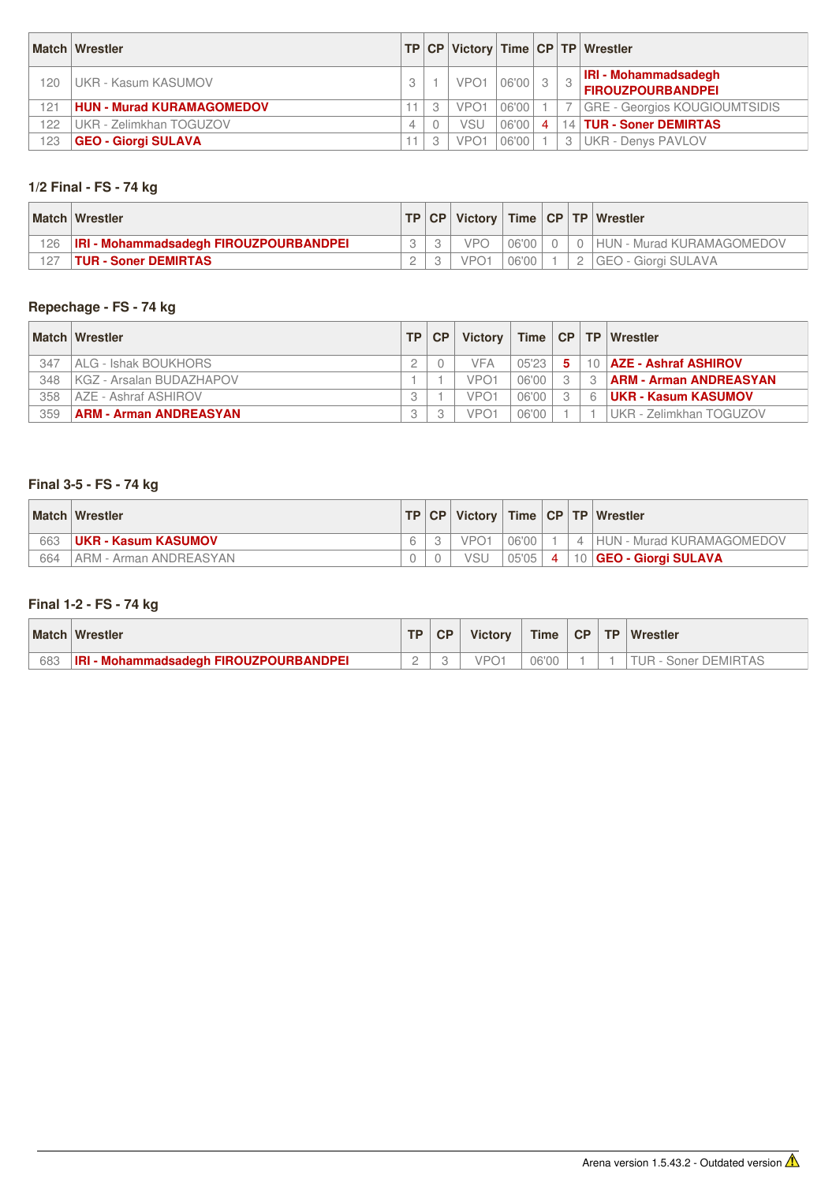| Match | Wrestler | TP | CP | Victory | Time | CP | TP | Wrestler |
|---|---|---|---|---|---|---|---|---|
| 120 | UKR - Kasum KASUMOV | 3 | 1 | VPO1 | 06'00 | 3 | 3 | **IRI - Mohammadsadegh FIROUZPOURBANDPEI** |
| 121 | **HUN - Murad KURAMAGOMEDOV** | 11 | 3 | VPO1 | 06'00 | 1 | 7 | GRE - Georgios KOUGIOUMTSIDIS |
| 122 | UKR - Zelimkhan TOGUZOV | 4 | 0 | VSU | 06'00 | 4 | 14 | **TUR - Soner DEMIRTAS** |
| 123 | **GEO - Giorgi SULAVA** | 11 | 3 | VPO1 | 06'00 | 1 | 3 | UKR - Denys PAVLOV |

## 1/2 Final - FS - 74 kg

| Match | Wrestler | TP | CP | Victory | Time | CP | TP | Wrestler |
|---|---|---|---|---|---|---|---|---|
| 126 | **IRI - Mohammadsadegh FIROUZPOURBANDPEI** | 3 | 3 | VPO | 06'00 | 0 | 0 | HUN - Murad KURAMAGOMEDOV |
| 127 | **TUR - Soner DEMIRTAS** | 2 | 3 | VPO1 | 06'00 | 1 | 2 | GEO - Giorgi SULAVA |

## Repechage - FS - 74 kg

| Match | Wrestler | TP | CP | Victory | Time | CP | TP | Wrestler |
|---|---|---|---|---|---|---|---|---|
| 347 | ALG - Ishak BOUKHORS | 2 | 0 | VFA | 05'23 | 5 | 10 | **AZE - Ashraf ASHIROV** |
| 348 | KGZ - Arsalan BUDAZHAPOV | 1 | 1 | VPO1 | 06'00 | 3 | 3 | **ARM - Arman ANDREASYAN** |
| 358 | AZE - Ashraf ASHIROV | 3 | 1 | VPO1 | 06'00 | 3 | 6 | **UKR - Kasum KASUMOV** |
| 359 | **ARM - Arman ANDREASYAN** | 3 | 3 | VPO1 | 06'00 | 1 | 1 | UKR - Zelimkhan TOGUZOV |

## Final 3-5 - FS - 74 kg

| Match | Wrestler | TP | CP | Victory | Time | CP | TP | Wrestler |
|---|---|---|---|---|---|---|---|---|
| 663 | **UKR - Kasum KASUMOV** | 6 | 3 | VPO1 | 06'00 | 1 | 4 | HUN - Murad KURAMAGOMEDOV |
| 664 | ARM - Arman ANDREASYAN | 0 | 0 | VSU | 05'05 | 4 | 10 | **GEO - Giorgi SULAVA** |

## Final 1-2 - FS - 74 kg

| Match | Wrestler | TP | CP | Victory | Time | CP | TP | Wrestler |
|---|---|---|---|---|---|---|---|---|
| 683 | **IRI - Mohammadsadegh FIROUZPOURBANDPEI** | 2 | 3 | VPO1 | 06'00 | 1 | 1 | TUR - Soner DEMIRTAS |

Arena version 1.5.43.2 - Outdated version